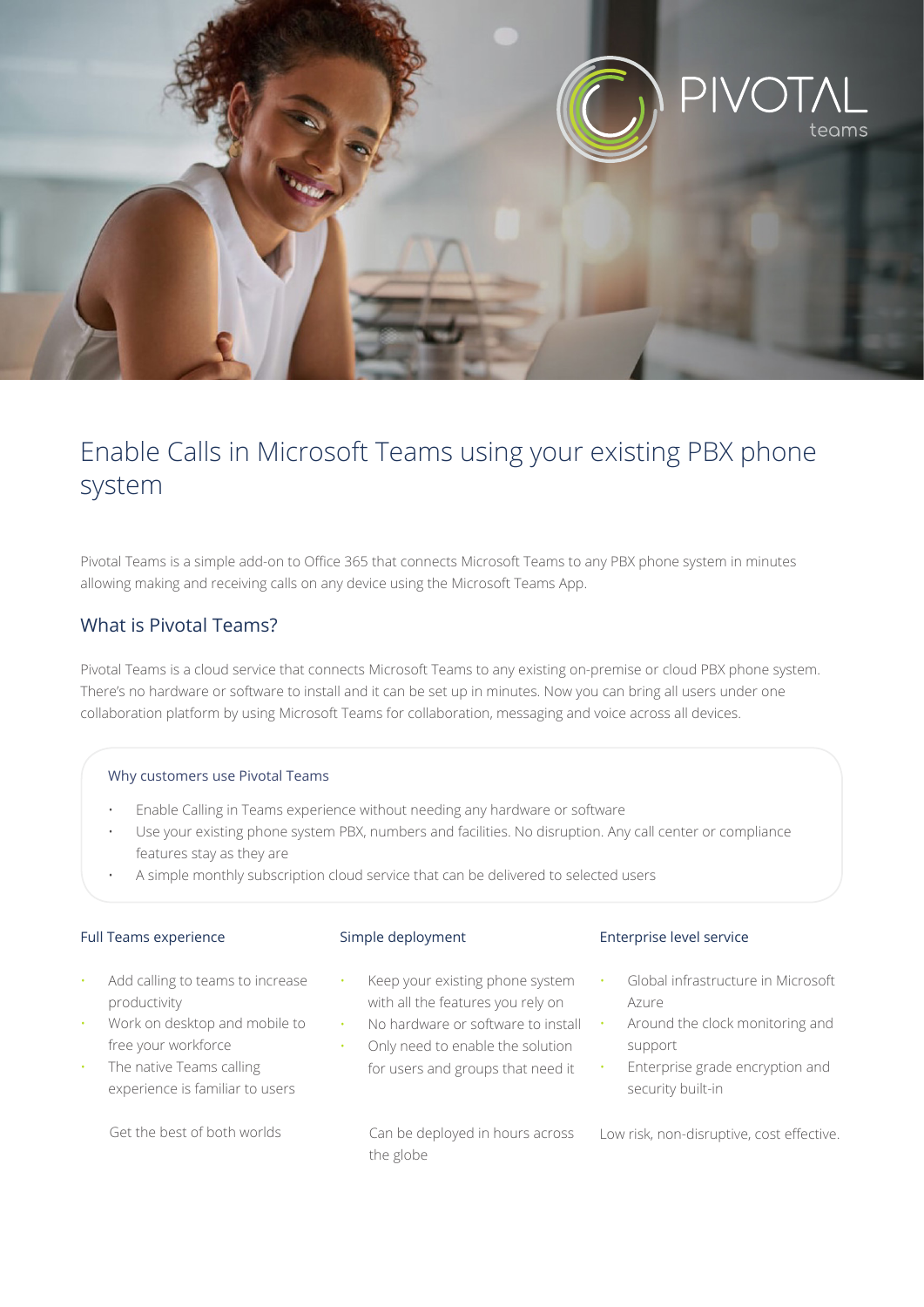# Enable Calls in Microsoft Teams using your existing PBX phone system

Pivotal Teams is a simple add-on to Office 365 that connects Microsoft Teams to any PBX phone system in minutes allowing making and receiving calls on any device using the Microsoft Teams App.

## What is Pivotal Teams?

Pivotal Teams is a cloud service that connects Microsoft Teams to any existing on-premise or cloud PBX phone system. There's no hardware or software to install and it can be set up in minutes. Now you can bring all users under one collaboration platform by using Microsoft Teams for collaboration, messaging and voice across all devices.

### Why customers use Pivotal Teams

- Enable Calling in Teams experience without needing any hardware or software
- Use your existing phone system PBX, numbers and facilities. No disruption. Any call center or compliance features stay as they are
- A simple monthly subscription cloud service that can be delivered to selected users

### Full Teams experience

- Add calling to teams to increase productivity
- Work on desktop and mobile to free your workforce
- The native Teams calling experience is familiar to users

Get the best of both worlds

### Simple deployment

- Keep your existing phone system with all the features you rely on
- No hardware or software to install
- Only need to enable the solution for users and groups that need it

Can be deployed in hours across the globe

### Enterprise level service

- Global infrastructure in Microsoft Azure
- Around the clock monitoring and support
- Enterprise grade encryption and security built-in

Low risk, non-disruptive, cost effective.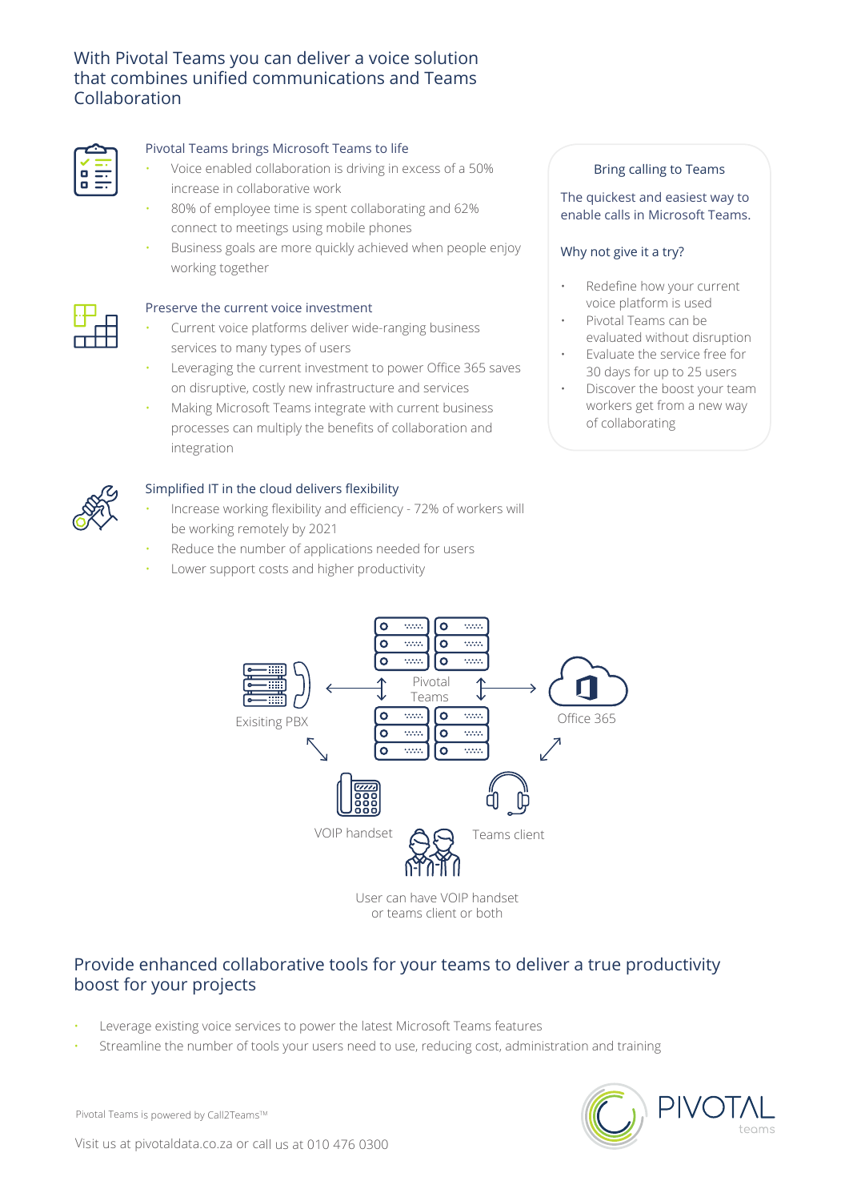## With Pivotal Teams you can deliver a voice solution that combines unified communications and Teams Collaboration

### Pivotal Teams brings Microsoft Teams to life

- Voice enabled collaboration is driving in excess of a 50% increase in collaborative work
- 80% of employee time is spent collaborating and 62% connect to meetings using mobile phones
- Business goals are more quickly achieved when people enjoy working together

### Preserve the current voice investment

- Current voice platforms deliver wide-ranging business services to many types of users
- Leveraging the current investment to power Office 365 saves on disruptive, costly new infrastructure and services
- Making Microsoft Teams integrate with current business processes can multiply the benefits of collaboration and integration

### Simplified IT in the cloud delivers flexibility

- Increase working flexibility and efficiency - 72% of workers will be working remotely by 2021
- Reduce the number of applications needed for users
- Lower support costs and higher productivity

Bring calling to Teams

The quickest and easiest way to enable calls in Microsoft Teams.

Why not give it a try?

- Redefine how your current voice platform is used
- Pivotal Teams can be evaluated without disruption
- Evaluate the service free for 30 days for up to 25 users
- Discover the boost your team workers get from a new way of collaborating

Exisiting PBX

Pivotal Teams

Office 365

VOIP handset

Teams client

User can have VOIP handset or teams client or both

## Provide enhanced collaborative tools for your teams to deliver a true productivity boost for your projects

- Leverage existing voice services to power the latest Microsoft Teams features
- Streamline the number of tools your users need to use, reducing cost, administration and training

Pivotal Teams is powered by Call2Teams™

Visit us at pivotaldata.co.za or call us at 010 476 0300

PIVOTAL teams